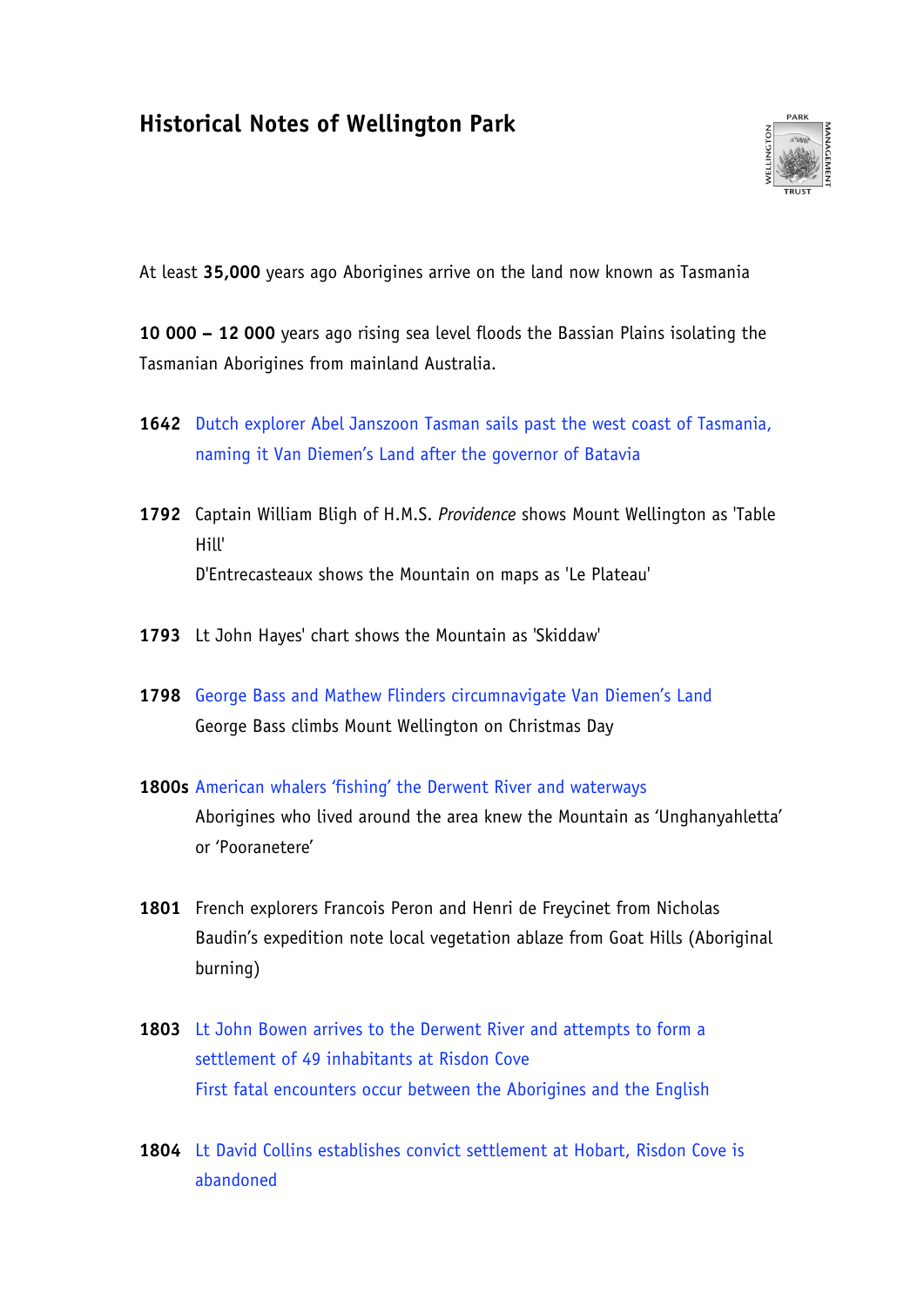# Historical Notes of Wellington Park

At least **35,000** years ago Aborigines arrive on the land now known as Tasmania

**10 000 – 12 000** years ago rising sea level floods the Bassian Plains isolating the Tasmanian Aborigines from mainland Australia.

**1642** Dutch explorer Abel Janszoon Tasman sails past the west coast of Tasmania, naming it Van Diemen's Land after the governor of Batavia

**1792** Captain William Bligh of H.M.S. *Providence* shows Mount Wellington as 'Table Hill'
D'Entrecasteaux shows the Mountain on maps as 'Le Plateau'

**1793** Lt John Hayes' chart shows the Mountain as 'Skiddaw'

**1798** George Bass and Mathew Flinders circumnavigate Van Diemen's Land
George Bass climbs Mount Wellington on Christmas Day

**1800s** American whalers 'fishing' the Derwent River and waterways
Aborigines who lived around the area knew the Mountain as 'Unghanyahletta' or 'Pooranetere'

**1801** French explorers Francois Peron and Henri de Freycinet from Nicholas Baudin's expedition note local vegetation ablaze from Goat Hills (Aboriginal burning)

**1803** Lt John Bowen arrives to the Derwent River and attempts to form a settlement of 49 inhabitants at Risdon Cove
First fatal encounters occur between the Aborigines and the English

**1804** Lt David Collins establishes convict settlement at Hobart, Risdon Cove is abandoned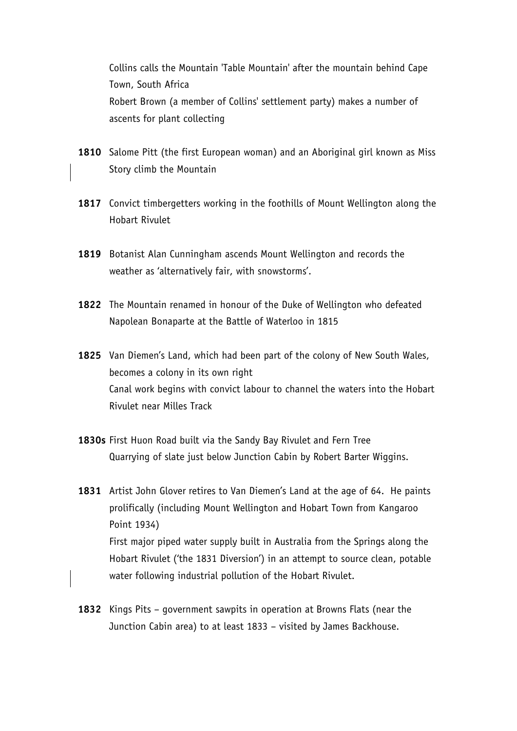Collins calls the Mountain 'Table Mountain' after the mountain behind Cape Town, South Africa
Robert Brown (a member of Collins' settlement party) makes a number of ascents for plant collecting

**1810** Salome Pitt (the first European woman) and an Aboriginal girl known as Miss Story climb the Mountain

**1817** Convict timbergetters working in the foothills of Mount Wellington along the Hobart Rivulet

**1819** Botanist Alan Cunningham ascends Mount Wellington and records the weather as 'alternatively fair, with snowstorms'.

**1822** The Mountain renamed in honour of the Duke of Wellington who defeated Napolean Bonaparte at the Battle of Waterloo in 1815

**1825** Van Diemen's Land, which had been part of the colony of New South Wales, becomes a colony in its own right
Canal work begins with convict labour to channel the waters into the Hobart Rivulet near Milles Track

**1830s** First Huon Road built via the Sandy Bay Rivulet and Fern Tree
Quarrying of slate just below Junction Cabin by Robert Barter Wiggins.

**1831** Artist John Glover retires to Van Diemen's Land at the age of 64. He paints prolifically (including Mount Wellington and Hobart Town from Kangaroo Point 1934)
First major piped water supply built in Australia from the Springs along the Hobart Rivulet ('the 1831 Diversion') in an attempt to source clean, potable water following industrial pollution of the Hobart Rivulet.

**1832** Kings Pits – government sawpits in operation at Browns Flats (near the Junction Cabin area) to at least 1833 – visited by James Backhouse.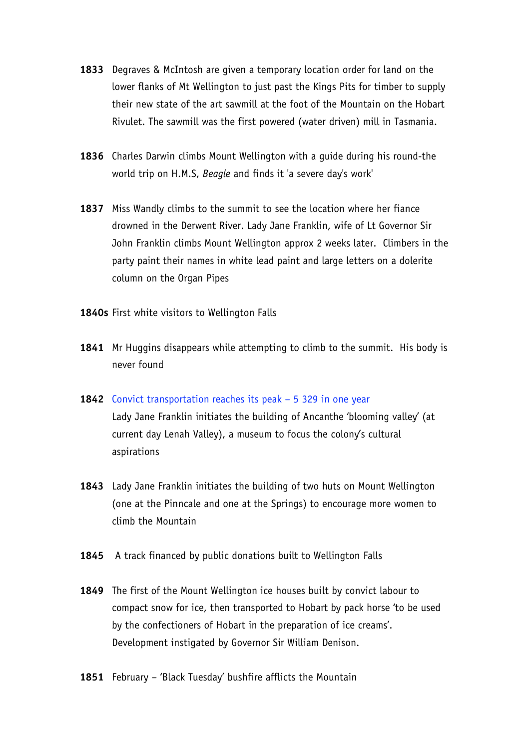**1833** Degraves & McIntosh are given a temporary location order for land on the lower flanks of Mt Wellington to just past the Kings Pits for timber to supply their new state of the art sawmill at the foot of the Mountain on the Hobart Rivulet. The sawmill was the first powered (water driven) mill in Tasmania.

**1836** Charles Darwin climbs Mount Wellington with a guide during his round-the world trip on H.M.S, *Beagle* and finds it 'a severe day's work'

**1837** Miss Wandly climbs to the summit to see the location where her fiance drowned in the Derwent River. Lady Jane Franklin, wife of Lt Governor Sir John Franklin climbs Mount Wellington approx 2 weeks later. Climbers in the party paint their names in white lead paint and large letters on a dolerite column on the Organ Pipes

**1840s** First white visitors to Wellington Falls

**1841** Mr Huggins disappears while attempting to climb to the summit. His body is never found

**1842** Convict transportation reaches its peak – 5 329 in one year
Lady Jane Franklin initiates the building of Ancanthe 'blooming valley' (at current day Lenah Valley), a museum to focus the colony's cultural aspirations

**1843** Lady Jane Franklin initiates the building of two huts on Mount Wellington (one at the Pinncale and one at the Springs) to encourage more women to climb the Mountain

**1845** A track financed by public donations built to Wellington Falls

**1849** The first of the Mount Wellington ice houses built by convict labour to compact snow for ice, then transported to Hobart by pack horse 'to be used by the confectioners of Hobart in the preparation of ice creams'. Development instigated by Governor Sir William Denison.

**1851** February – 'Black Tuesday' bushfire afflicts the Mountain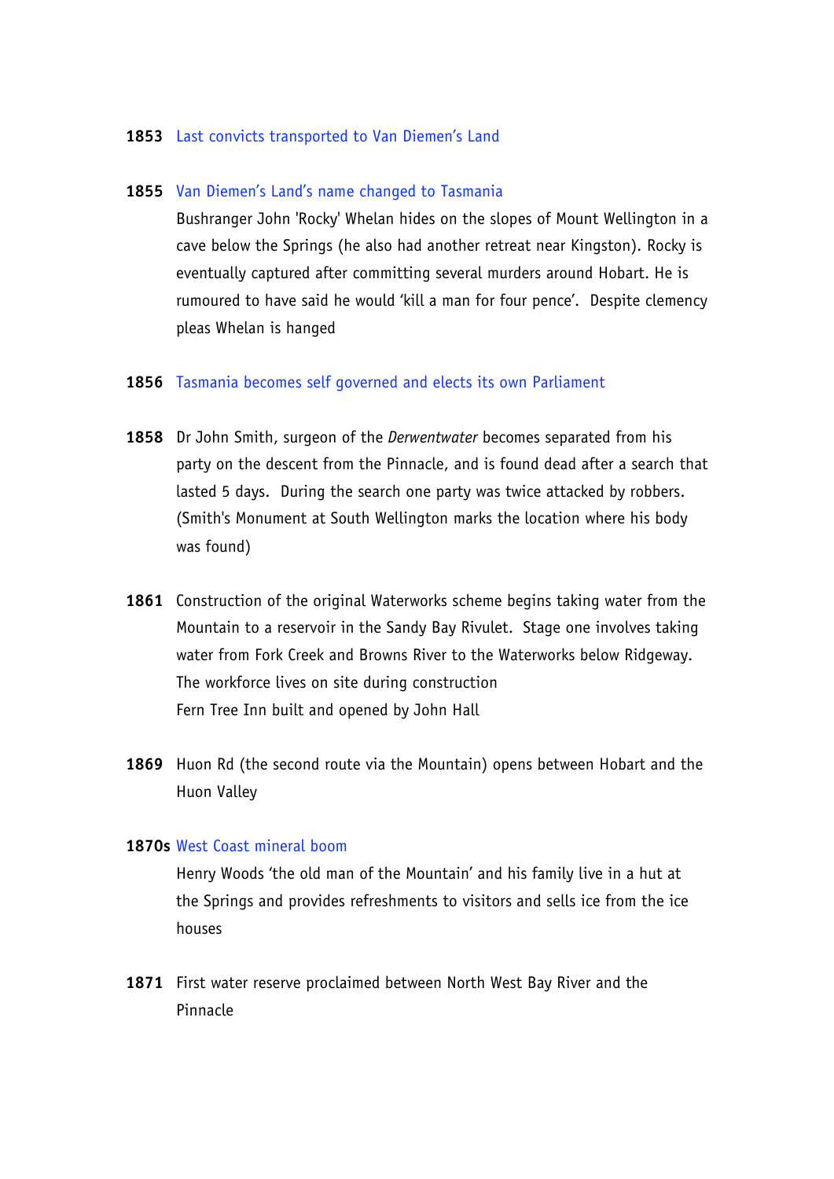**1853** Last convicts transported to Van Diemen's Land

**1855** Van Diemen's Land's name changed to Tasmania
Bushranger John 'Rocky' Whelan hides on the slopes of Mount Wellington in a cave below the Springs (he also had another retreat near Kingston). Rocky is eventually captured after committing several murders around Hobart. He is rumoured to have said he would 'kill a man for four pence'. Despite clemency pleas Whelan is hanged

**1856** Tasmania becomes self governed and elects its own Parliament

**1858** Dr John Smith, surgeon of the *Derwentwater* becomes separated from his party on the descent from the Pinnacle, and is found dead after a search that lasted 5 days. During the search one party was twice attacked by robbers. (Smith's Monument at South Wellington marks the location where his body was found)

**1861** Construction of the original Waterworks scheme begins taking water from the Mountain to a reservoir in the Sandy Bay Rivulet. Stage one involves taking water from Fork Creek and Browns River to the Waterworks below Ridgeway. The workforce lives on site during construction
Fern Tree Inn built and opened by John Hall

**1869** Huon Rd (the second route via the Mountain) opens between Hobart and the Huon Valley

**1870s** West Coast mineral boom
Henry Woods 'the old man of the Mountain' and his family live in a hut at the Springs and provides refreshments to visitors and sells ice from the ice houses

**1871** First water reserve proclaimed between North West Bay River and the Pinnacle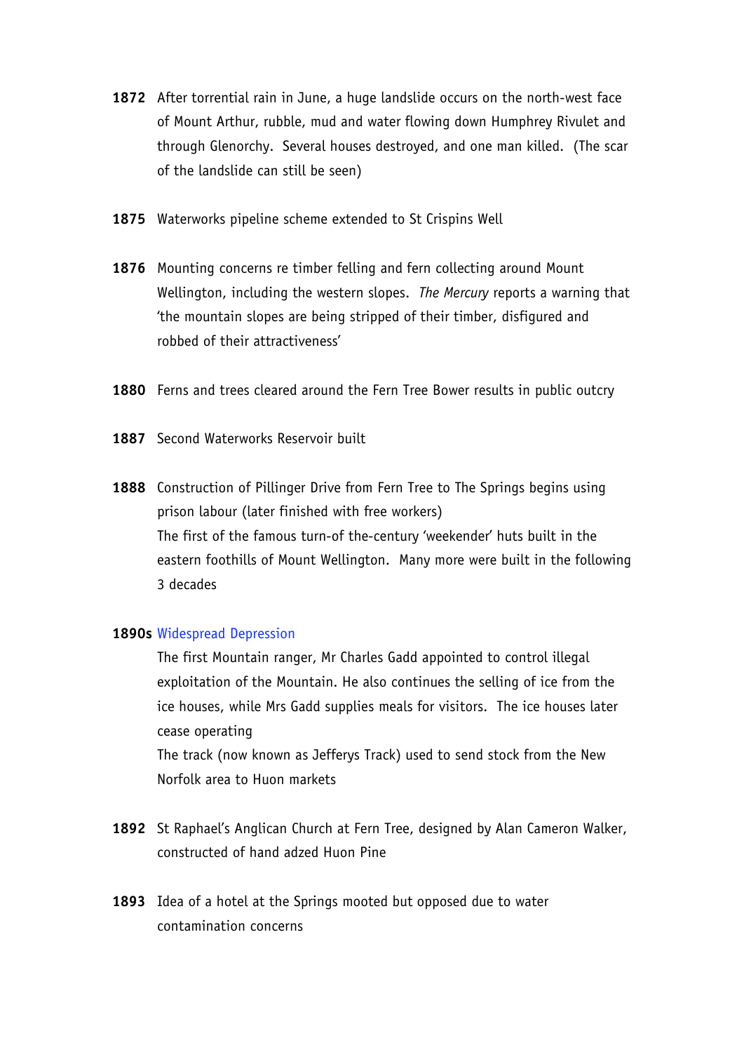**1872** After torrential rain in June, a huge landslide occurs on the north-west face of Mount Arthur, rubble, mud and water flowing down Humphrey Rivulet and through Glenorchy. Several houses destroyed, and one man killed. (The scar of the landslide can still be seen)

**1875** Waterworks pipeline scheme extended to St Crispins Well

**1876** Mounting concerns re timber felling and fern collecting around Mount Wellington, including the western slopes. *The Mercury* reports a warning that 'the mountain slopes are being stripped of their timber, disfigured and robbed of their attractiveness'

**1880** Ferns and trees cleared around the Fern Tree Bower results in public outcry

**1887** Second Waterworks Reservoir built

**1888** Construction of Pillinger Drive from Fern Tree to The Springs begins using prison labour (later finished with free workers)
The first of the famous turn-of the-century 'weekender' huts built in the eastern foothills of Mount Wellington. Many more were built in the following 3 decades

**1890s** Widespread Depression
The first Mountain ranger, Mr Charles Gadd appointed to control illegal exploitation of the Mountain. He also continues the selling of ice from the ice houses, while Mrs Gadd supplies meals for visitors. The ice houses later cease operating
The track (now known as Jefferys Track) used to send stock from the New Norfolk area to Huon markets

**1892** St Raphael's Anglican Church at Fern Tree, designed by Alan Cameron Walker, constructed of hand adzed Huon Pine

**1893** Idea of a hotel at the Springs mooted but opposed due to water contamination concerns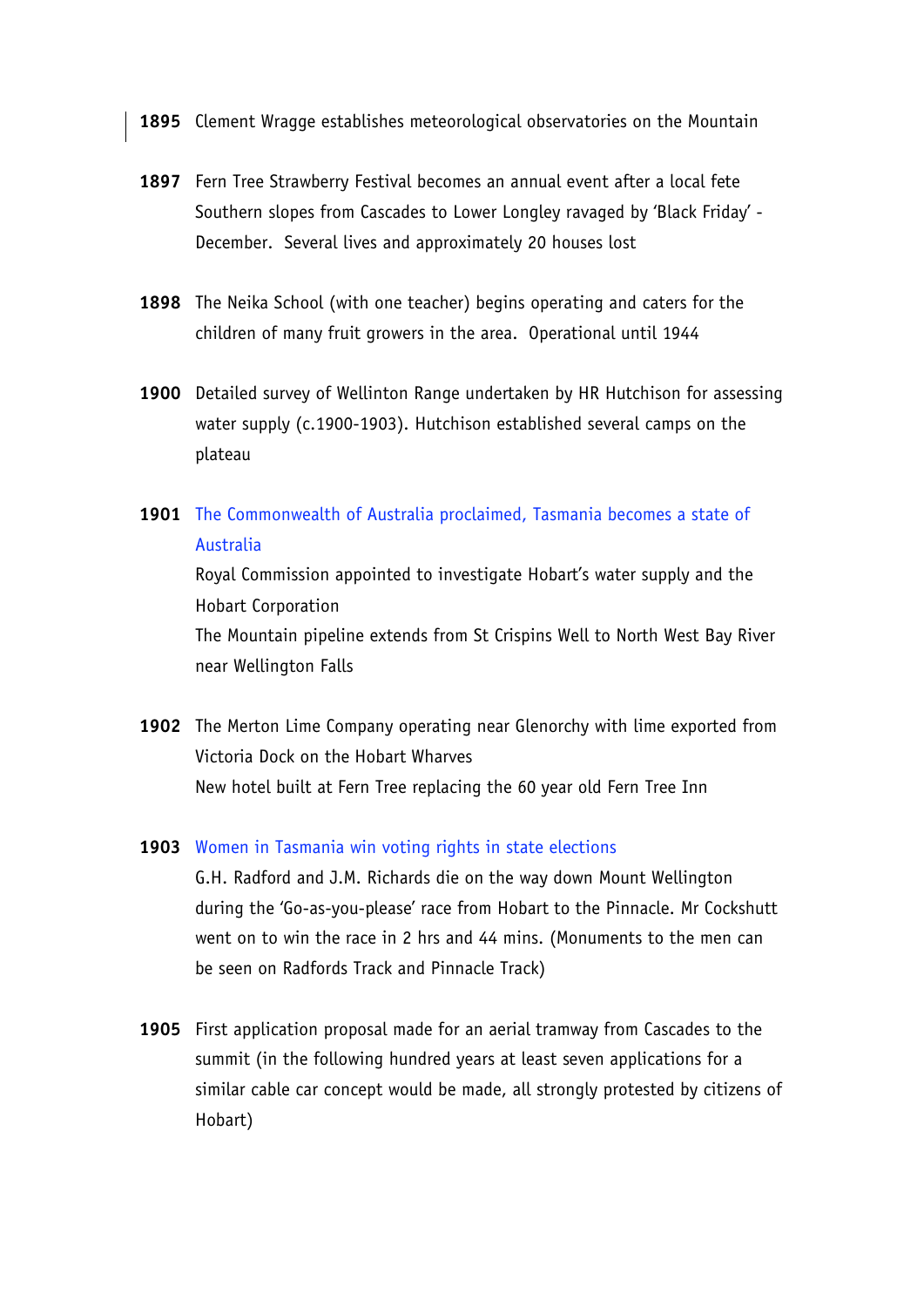**1895** Clement Wragge establishes meteorological observatories on the Mountain

**1897** Fern Tree Strawberry Festival becomes an annual event after a local fete
Southern slopes from Cascades to Lower Longley ravaged by 'Black Friday' - December. Several lives and approximately 20 houses lost

**1898** The Neika School (with one teacher) begins operating and caters for the children of many fruit growers in the area. Operational until 1944

**1900** Detailed survey of Wellinton Range undertaken by HR Hutchison for assessing water supply (c.1900-1903). Hutchison established several camps on the plateau

**1901** The Commonwealth of Australia proclaimed, Tasmania becomes a state of Australia
Royal Commission appointed to investigate Hobart's water supply and the Hobart Corporation
The Mountain pipeline extends from St Crispins Well to North West Bay River near Wellington Falls

**1902** The Merton Lime Company operating near Glenorchy with lime exported from Victoria Dock on the Hobart Wharves
New hotel built at Fern Tree replacing the 60 year old Fern Tree Inn

**1903** Women in Tasmania win voting rights in state elections
G.H. Radford and J.M. Richards die on the way down Mount Wellington during the 'Go-as-you-please' race from Hobart to the Pinnacle. Mr Cockshutt went on to win the race in 2 hrs and 44 mins. (Monuments to the men can be seen on Radfords Track and Pinnacle Track)

**1905** First application proposal made for an aerial tramway from Cascades to the summit (in the following hundred years at least seven applications for a similar cable car concept would be made, all strongly protested by citizens of Hobart)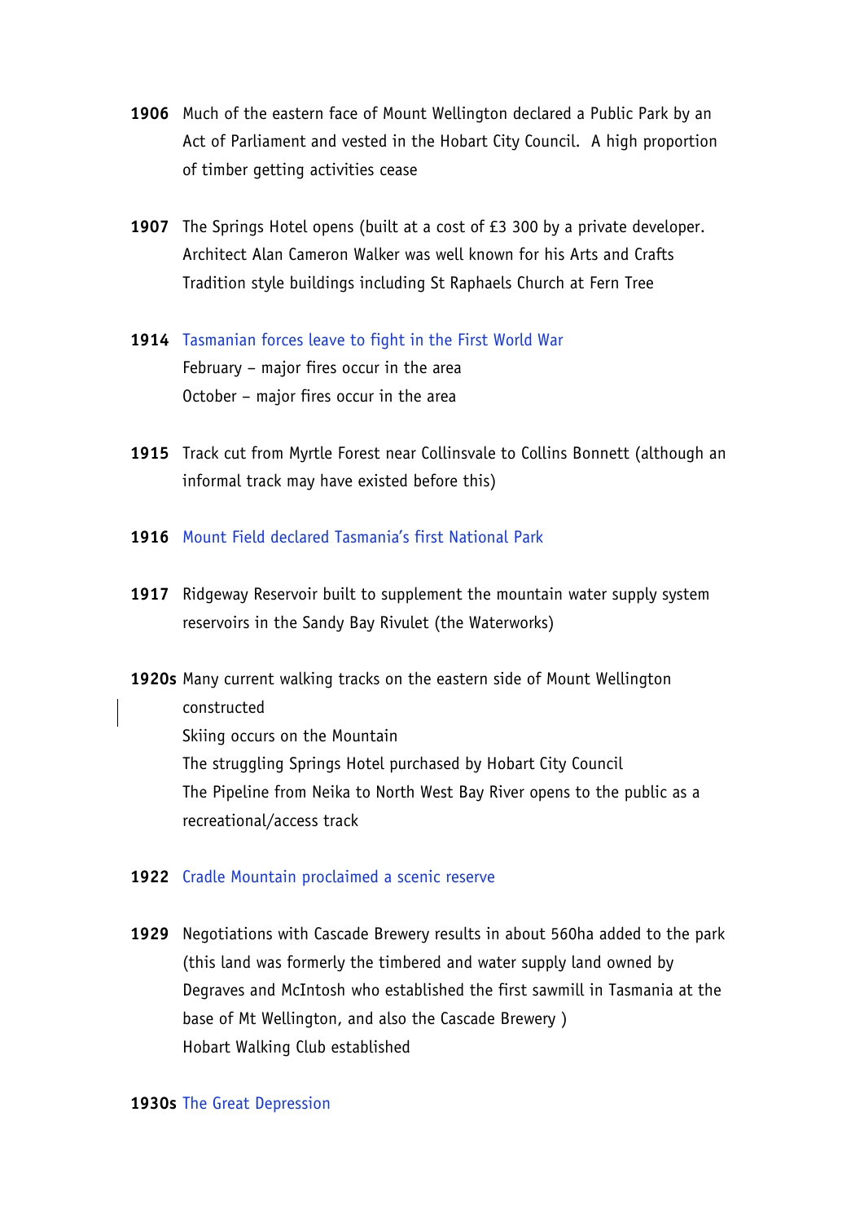**1906** Much of the eastern face of Mount Wellington declared a Public Park by an Act of Parliament and vested in the Hobart City Council. A high proportion of timber getting activities cease

**1907** The Springs Hotel opens (built at a cost of £3 300 by a private developer. Architect Alan Cameron Walker was well known for his Arts and Crafts Tradition style buildings including St Raphaels Church at Fern Tree

**1914** Tasmanian forces leave to fight in the First World War
February – major fires occur in the area
October – major fires occur in the area

**1915** Track cut from Myrtle Forest near Collinsvale to Collins Bonnett (although an informal track may have existed before this)

**1916** Mount Field declared Tasmania's first National Park

**1917** Ridgeway Reservoir built to supplement the mountain water supply system reservoirs in the Sandy Bay Rivulet (the Waterworks)

**1920s** Many current walking tracks on the eastern side of Mount Wellington constructed
Skiing occurs on the Mountain
The struggling Springs Hotel purchased by Hobart City Council
The Pipeline from Neika to North West Bay River opens to the public as a recreational/access track

**1922** Cradle Mountain proclaimed a scenic reserve

**1929** Negotiations with Cascade Brewery results in about 560ha added to the park (this land was formerly the timbered and water supply land owned by Degraves and McIntosh who established the first sawmill in Tasmania at the base of Mt Wellington, and also the Cascade Brewery )
Hobart Walking Club established

**1930s** The Great Depression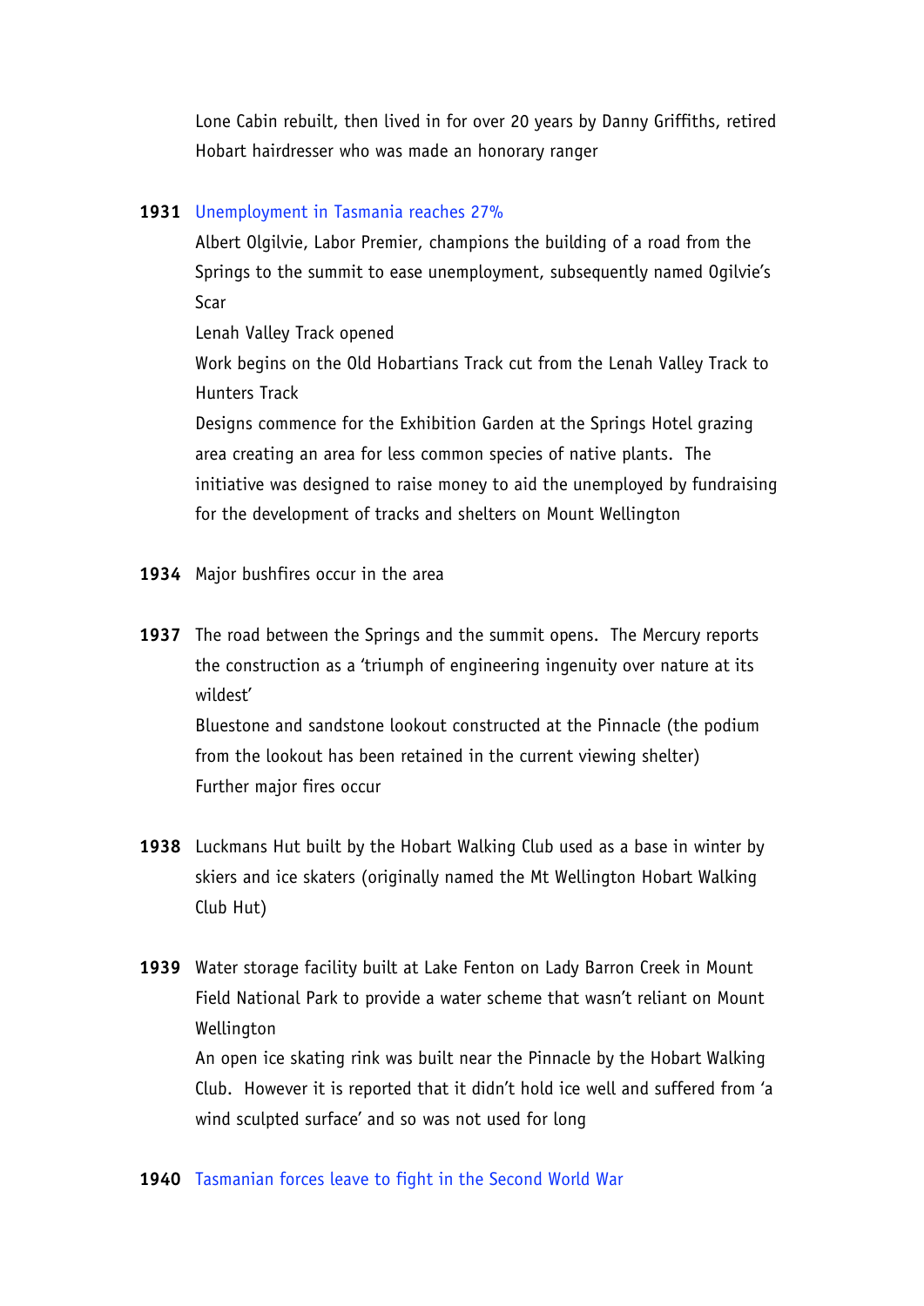Lone Cabin rebuilt, then lived in for over 20 years by Danny Griffiths, retired Hobart hairdresser who was made an honorary ranger

**1931** Unemployment in Tasmania reaches 27%

Albert Olgilvie, Labor Premier, champions the building of a road from the Springs to the summit to ease unemployment, subsequently named Ogilvie's Scar

Lenah Valley Track opened

Work begins on the Old Hobartians Track cut from the Lenah Valley Track to Hunters Track

Designs commence for the Exhibition Garden at the Springs Hotel grazing area creating an area for less common species of native plants. The initiative was designed to raise money to aid the unemployed by fundraising for the development of tracks and shelters on Mount Wellington

**1934** Major bushfires occur in the area

**1937** The road between the Springs and the summit opens. The Mercury reports the construction as a 'triumph of engineering ingenuity over nature at its wildest'

Bluestone and sandstone lookout constructed at the Pinnacle (the podium from the lookout has been retained in the current viewing shelter)

Further major fires occur

**1938** Luckmans Hut built by the Hobart Walking Club used as a base in winter by skiers and ice skaters (originally named the Mt Wellington Hobart Walking Club Hut)

**1939** Water storage facility built at Lake Fenton on Lady Barron Creek in Mount Field National Park to provide a water scheme that wasn't reliant on Mount Wellington

An open ice skating rink was built near the Pinnacle by the Hobart Walking Club. However it is reported that it didn't hold ice well and suffered from 'a wind sculpted surface' and so was not used for long

**1940** Tasmanian forces leave to fight in the Second World War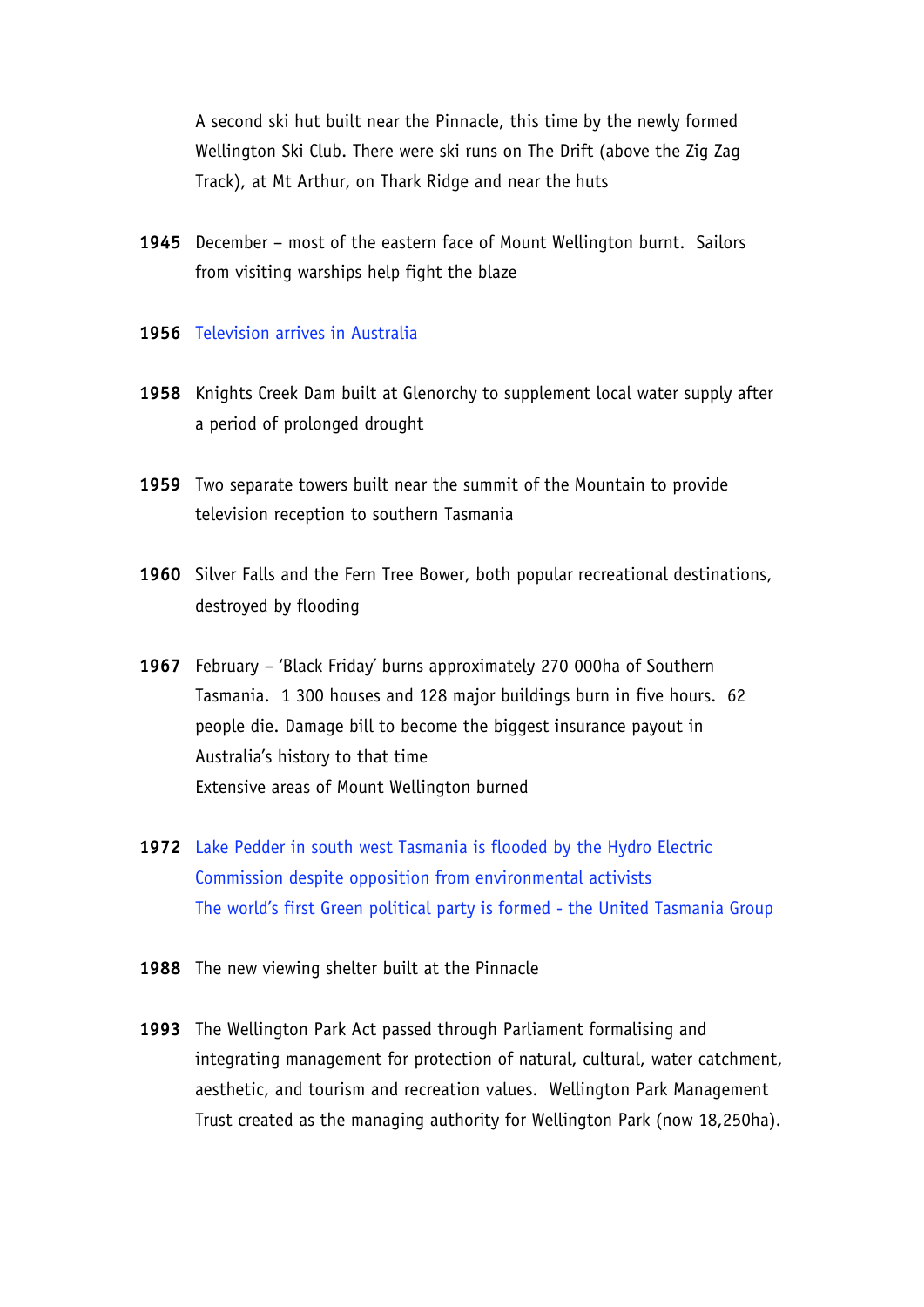A second ski hut built near the Pinnacle, this time by the newly formed Wellington Ski Club. There were ski runs on The Drift (above the Zig Zag Track), at Mt Arthur, on Thark Ridge and near the huts

**1945** December – most of the eastern face of Mount Wellington burnt. Sailors from visiting warships help fight the blaze

**1956** Television arrives in Australia

**1958** Knights Creek Dam built at Glenorchy to supplement local water supply after a period of prolonged drought

**1959** Two separate towers built near the summit of the Mountain to provide television reception to southern Tasmania

**1960** Silver Falls and the Fern Tree Bower, both popular recreational destinations, destroyed by flooding

**1967** February – 'Black Friday' burns approximately 270 000ha of Southern Tasmania. 1 300 houses and 128 major buildings burn in five hours. 62 people die. Damage bill to become the biggest insurance payout in Australia's history to that time
Extensive areas of Mount Wellington burned

**1972** Lake Pedder in south west Tasmania is flooded by the Hydro Electric Commission despite opposition from environmental activists
The world's first Green political party is formed - the United Tasmania Group

**1988** The new viewing shelter built at the Pinnacle

**1993** The Wellington Park Act passed through Parliament formalising and integrating management for protection of natural, cultural, water catchment, aesthetic, and tourism and recreation values. Wellington Park Management Trust created as the managing authority for Wellington Park (now 18,250ha).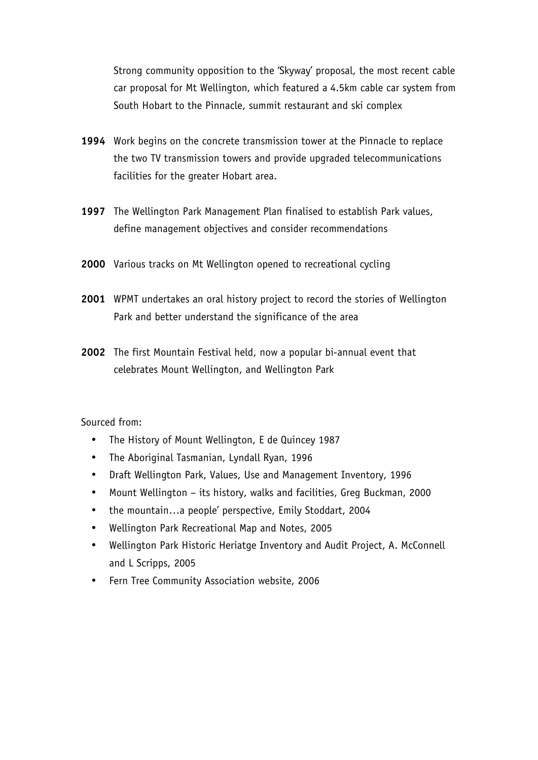Strong community opposition to the 'Skyway' proposal, the most recent cable car proposal for Mt Wellington, which featured a 4.5km cable car system from South Hobart to the Pinnacle, summit restaurant and ski complex

**1994** Work begins on the concrete transmission tower at the Pinnacle to replace the two TV transmission towers and provide upgraded telecommunications facilities for the greater Hobart area.

**1997** The Wellington Park Management Plan finalised to establish Park values, define management objectives and consider recommendations

**2000** Various tracks on Mt Wellington opened to recreational cycling

**2001** WPMT undertakes an oral history project to record the stories of Wellington Park and better understand the significance of the area

**2002** The first Mountain Festival held, now a popular bi-annual event that celebrates Mount Wellington, and Wellington Park

Sourced from:

- The History of Mount Wellington, E de Quincey 1987
- The Aboriginal Tasmanian, Lyndall Ryan, 1996
- Draft Wellington Park, Values, Use and Management Inventory, 1996
- Mount Wellington – its history, walks and facilities, Greg Buckman, 2000
- the mountain…a people' perspective, Emily Stoddart, 2004
- Wellington Park Recreational Map and Notes, 2005
- Wellington Park Historic Heriatge Inventory and Audit Project, A. McConnell and L Scripps, 2005
- Fern Tree Community Association website, 2006